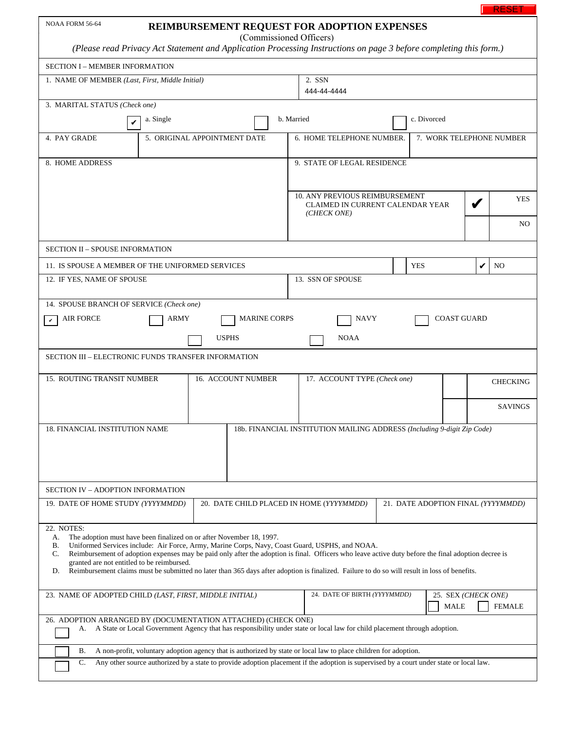RESET

NOAA FORM 56-64

# REIMBURSEMENT REQUEST FOR ADOPTION EXPENSES

(Commissioned Officers)

*(Please read Privacy Act Statement and Application Processing Instructions on page 3 before completing this form.)*

## SECTION I – MEMBER INFORMATION

| 1. NAME OF MEMBER *(Last, First, Middle Initial)* | 2. SSN |
|---|---|
| | 444-44-4444 |

3. MARITAL STATUS *(Check one)*

- [x] a. Single
- [ ] b. Married
- [ ] c. Divorced

| 4. PAY GRADE | 5. ORIGINAL APPOINTMENT DATE | 6. HOME TELEPHONE NUMBER. | 7. WORK TELEPHONE NUMBER |
|---|---|---|---|
| | | | |

| 8. HOME ADDRESS | 9. STATE OF LEGAL RESIDENCE |
|---|---|
| | |

10. ANY PREVIOUS REIMBURSEMENT CLAIMED IN CURRENT CALENDAR YEAR *(CHECK ONE)*

- [x] YES
- [ ] NO

## SECTION II – SPOUSE INFORMATION

11. IS SPOUSE A MEMBER OF THE UNIFORMED SERVICES

- [ ] YES
- [x] NO

| 12. IF YES, NAME OF SPOUSE | 13. SSN OF SPOUSE |
|---|---|
| | |

14. SPOUSE BRANCH OF SERVICE *(Check one)*

- [x] AIR FORCE
- [ ] ARMY
- [ ] MARINE CORPS
- [ ] NAVY
- [ ] COAST GUARD
- [ ] USPHS
- [ ] NOAA

## SECTION III – ELECTRONIC FUNDS TRANSFER INFORMATION

| 15. ROUTING TRANSIT NUMBER | 16. ACCOUNT NUMBER | 17. ACCOUNT TYPE *(Check one)* |
|---|---|---|
| | | [ ] CHECKING [ ] SAVINGS |

| 18. FINANCIAL INSTITUTION NAME | 18b. FINANCIAL INSTITUTION MAILING ADDRESS *(Including 9-digit Zip Code)* |
|---|---|
| | |

## SECTION IV – ADOPTION INFORMATION

| 19. DATE OF HOME STUDY *(YYYYMMDD)* | 20. DATE CHILD PLACED IN HOME *(YYYYMMDD)* | 21. DATE ADOPTION FINAL *(YYYYMMDD)* |
|---|---|---|
| | | |

22. NOTES:

A. The adoption must have been finalized on or after November 18, 1997.
B. Uniformed Services include: Air Force, Army, Marine Corps, Navy, Coast Guard, USPHS, and NOAA.
C. Reimbursement of adoption expenses may be paid only after the adoption is final. Officers who leave active duty before the final adoption decree is granted are not entitled to be reimbursed.
D. Reimbursement claims must be submitted no later than 365 days after adoption is finalized. Failure to do so will result in loss of benefits.

| 23. NAME OF ADOPTED CHILD *(LAST, FIRST, MIDDLE INITIAL)* | 24. DATE OF BIRTH *(YYYYMMDD)* | 25. SEX *(CHECK ONE)* |
|---|---|---|
| | | [ ] MALE [ ] FEMALE |

26. ADOPTION ARRANGED BY (DOCUMENTATION ATTACHED) (CHECK ONE)

- [ ] A. A State or Local Government Agency that has responsibility under state or local law for child placement through adoption.
- [ ] B. A non-profit, voluntary adoption agency that is authorized by state or local law to place children for adoption.
- [ ] C. Any other source authorized by a state to provide adoption placement if the adoption is supervised by a court under state or local law.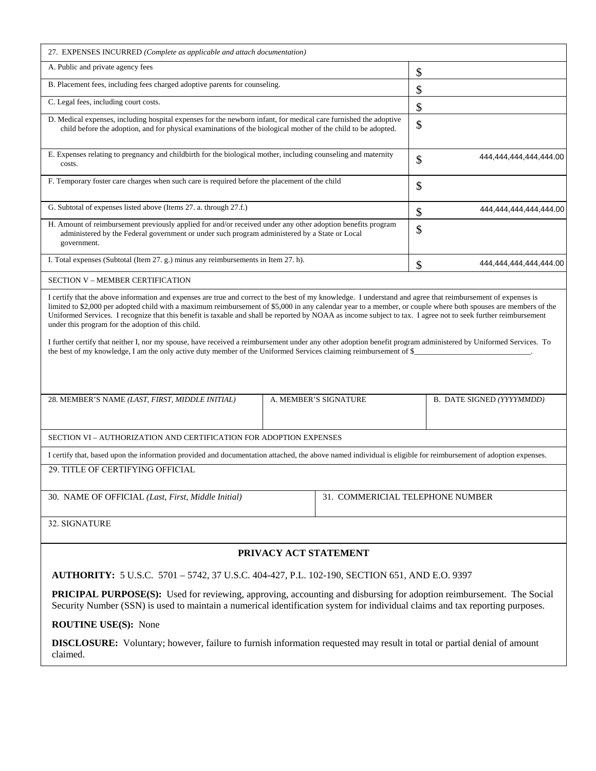| 27. EXPENSES INCURRED *(Complete as applicable and attach documentation)* | |
|---|---|
| A. Public and private agency fees | $ |
| B. Placement fees, including fees charged adoptive parents for counseling. | $ |
| C. Legal fees, including court costs. | $ |
| D. Medical expenses, including hospital expenses for the newborn infant, for medical care furnished the adoptive child before the adoption, and for physical examinations of the biological mother of the child to be adopted. | $ |
| E. Expenses relating to pregnancy and childbirth for the biological mother, including counseling and maternity costs. | $ 444,444,444,444,444.00 |
| F. Temporary foster care charges when such care is required before the placement of the child | $ |
| G. Subtotal of expenses listed above (Items 27. a. through 27.f.) | $ 444,444,444,444,444.00 |
| H. Amount of reimbursement previously applied for and/or received under any other adoption benefits program administered by the Federal government or under such program administered by a State or Local government. | $ |
| I. Total expenses (Subtotal (Item 27. g.) minus any reimbursements in Item 27. h). | $ 444,444,444,444,444.00 |

SECTION V – MEMBER CERTIFICATION

I certify that the above information and expenses are true and correct to the best of my knowledge. I understand and agree that reimbursement of expenses is limited to $2,000 per adopted child with a maximum reimbursement of $5,000 in any calendar year to a member, or couple where both spouses are members of the Uniformed Services. I recognize that this benefit is taxable and shall be reported by NOAA as income subject to tax. I agree not to seek further reimbursement under this program for the adoption of this child.

I further certify that neither I, nor my spouse, have received a reimbursement under any other adoption benefit program administered by Uniformed Services. To the best of my knowledge, I am the only active duty member of the Uniformed Services claiming reimbursement of $______________________________.

| 28. MEMBER'S NAME *(LAST, FIRST, MIDDLE INITIAL)* | A. MEMBER'S SIGNATURE | B. DATE SIGNED *(YYYYMMDD)* |
|---|---|---|
| | | |

SECTION VI – AUTHORIZATION AND CERTIFICATION FOR ADOPTION EXPENSES

I certify that, based upon the information provided and documentation attached, the above named individual is eligible for reimbursement of adoption expenses.

29. TITLE OF CERTIFYING OFFICIAL

| 30. NAME OF OFFICIAL *(Last, First, Middle Initial)* | 31. COMMERICIAL TELEPHONE NUMBER |
|---|---|
| | |

32. SIGNATURE

## PRIVACY ACT STATEMENT

**AUTHORITY:** 5 U.S.C. 5701 – 5742, 37 U.S.C. 404-427, P.L. 102-190, SECTION 651, AND E.O. 9397

**PRICIPAL PURPOSE(S):** Used for reviewing, approving, accounting and disbursing for adoption reimbursement. The Social Security Number (SSN) is used to maintain a numerical identification system for individual claims and tax reporting purposes.

**ROUTINE USE(S):** None

**DISCLOSURE:** Voluntary; however, failure to furnish information requested may result in total or partial denial of amount claimed.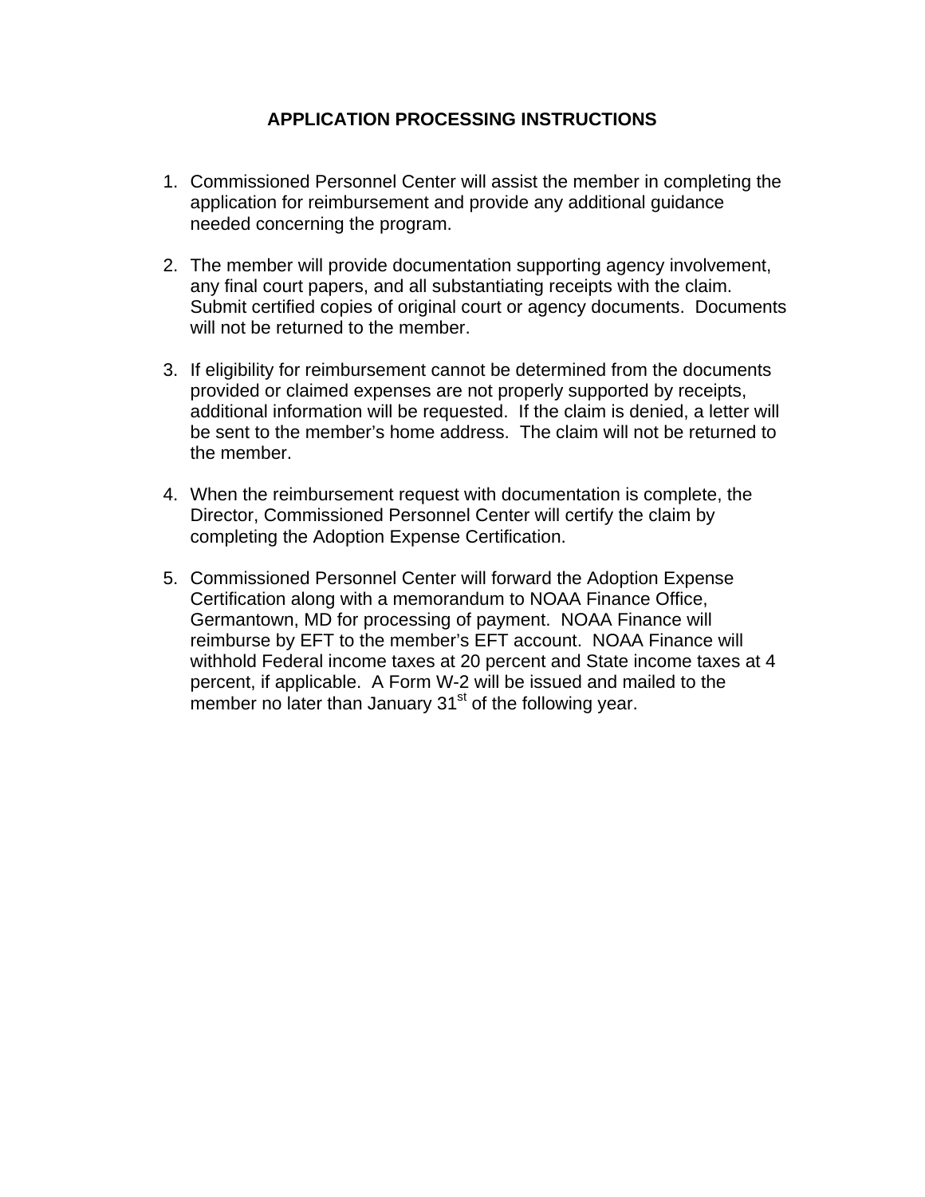## APPLICATION PROCESSING INSTRUCTIONS

1. Commissioned Personnel Center will assist the member in completing the application for reimbursement and provide any additional guidance needed concerning the program.

2. The member will provide documentation supporting agency involvement, any final court papers, and all substantiating receipts with the claim. Submit certified copies of original court or agency documents. Documents will not be returned to the member.

3. If eligibility for reimbursement cannot be determined from the documents provided or claimed expenses are not properly supported by receipts, additional information will be requested. If the claim is denied, a letter will be sent to the member's home address. The claim will not be returned to the member.

4. When the reimbursement request with documentation is complete, the Director, Commissioned Personnel Center will certify the claim by completing the Adoption Expense Certification.

5. Commissioned Personnel Center will forward the Adoption Expense Certification along with a memorandum to NOAA Finance Office, Germantown, MD for processing of payment. NOAA Finance will reimburse by EFT to the member's EFT account. NOAA Finance will withhold Federal income taxes at 20 percent and State income taxes at 4 percent, if applicable. A Form W-2 will be issued and mailed to the member no later than January 31st of the following year.